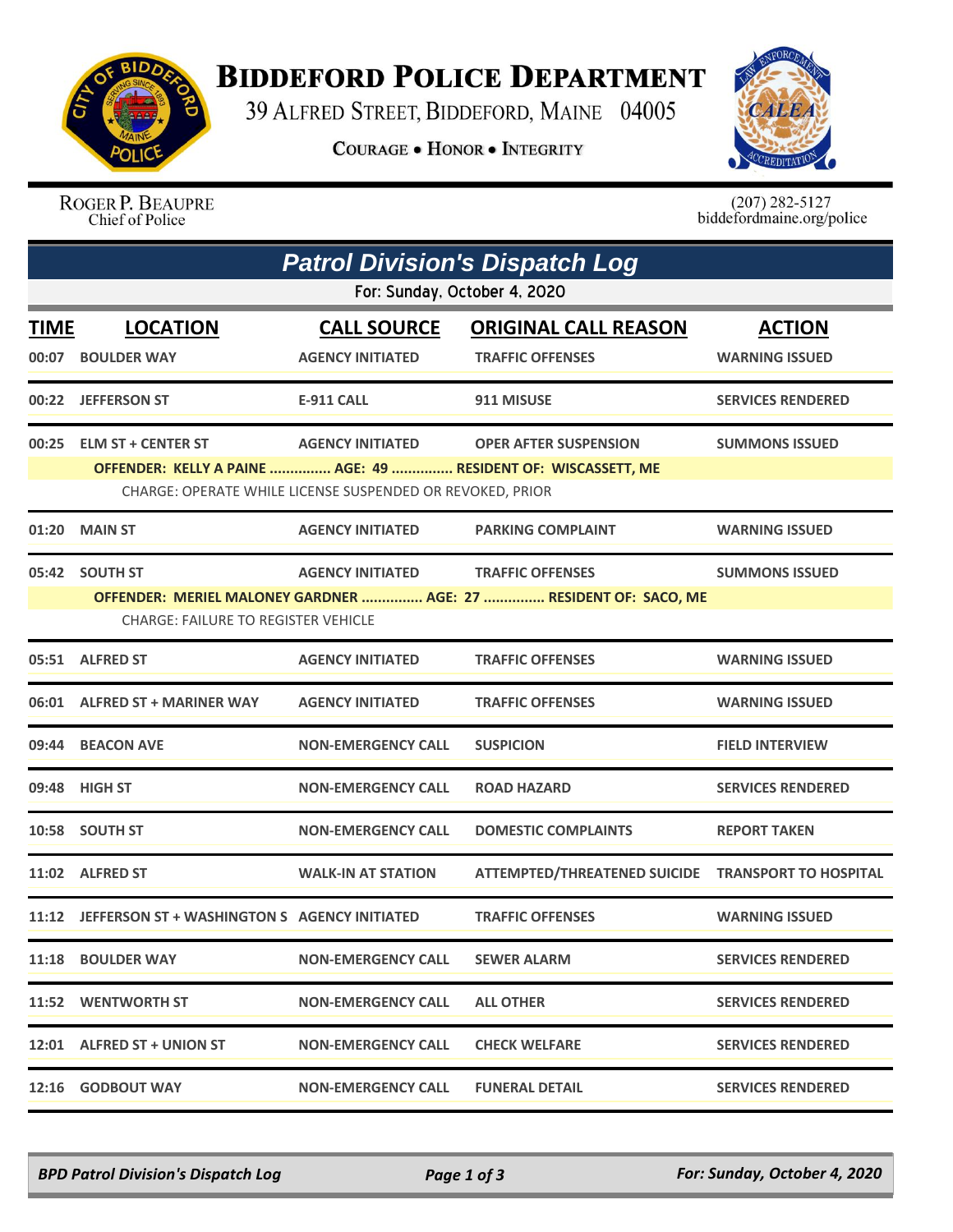# Biddeford Police Department

39 Alfred Street, Biddeford, Maine 04005

**Courage • Honor • Integrity**

Roger P. Beaupre
Chief of Police

(207) 282-5127
biddefordmaine.org/police

## Patrol Division's Dispatch Log

For: Sunday, October 4, 2020

| TIME | LOCATION | CALL SOURCE | ORIGINAL CALL REASON | ACTION |
|---|---|---|---|---|
| 00:07 | BOULDER WAY | AGENCY INITIATED | TRAFFIC OFFENSES | WARNING ISSUED |
| 00:22 | JEFFERSON ST | E-911 CALL | 911 MISUSE | SERVICES RENDERED |
| 00:25 | ELM ST + CENTER ST | AGENCY INITIATED | OPER AFTER SUSPENSION | SUMMONS ISSUED |
| | **OFFENDER: KELLY A PAINE ............... AGE: 49 ............... RESIDENT OF: WISCASSETT, ME** | | | |
| | CHARGE: OPERATE WHILE LICENSE SUSPENDED OR REVOKED, PRIOR | | | |
| 01:20 | MAIN ST | AGENCY INITIATED | PARKING COMPLAINT | WARNING ISSUED |
| 05:42 | SOUTH ST | AGENCY INITIATED | TRAFFIC OFFENSES | SUMMONS ISSUED |
| | **OFFENDER: MERIEL MALONEY GARDNER ............... AGE: 27 ............... RESIDENT OF: SACO, ME** | | | |
| | CHARGE: FAILURE TO REGISTER VEHICLE | | | |
| 05:51 | ALFRED ST | AGENCY INITIATED | TRAFFIC OFFENSES | WARNING ISSUED |
| 06:01 | ALFRED ST + MARINER WAY | AGENCY INITIATED | TRAFFIC OFFENSES | WARNING ISSUED |
| 09:44 | BEACON AVE | NON-EMERGENCY CALL | SUSPICION | FIELD INTERVIEW |
| 09:48 | HIGH ST | NON-EMERGENCY CALL | ROAD HAZARD | SERVICES RENDERED |
| 10:58 | SOUTH ST | NON-EMERGENCY CALL | DOMESTIC COMPLAINTS | REPORT TAKEN |
| 11:02 | ALFRED ST | WALK-IN AT STATION | ATTEMPTED/THREATENED SUICIDE | TRANSPORT TO HOSPITAL |
| 11:12 | JEFFERSON ST + WASHINGTON S | AGENCY INITIATED | TRAFFIC OFFENSES | WARNING ISSUED |
| 11:18 | BOULDER WAY | NON-EMERGENCY CALL | SEWER ALARM | SERVICES RENDERED |
| 11:52 | WENTWORTH ST | NON-EMERGENCY CALL | ALL OTHER | SERVICES RENDERED |
| 12:01 | ALFRED ST + UNION ST | NON-EMERGENCY CALL | CHECK WELFARE | SERVICES RENDERED |
| 12:16 | GODBOUT WAY | NON-EMERGENCY CALL | FUNERAL DETAIL | SERVICES RENDERED |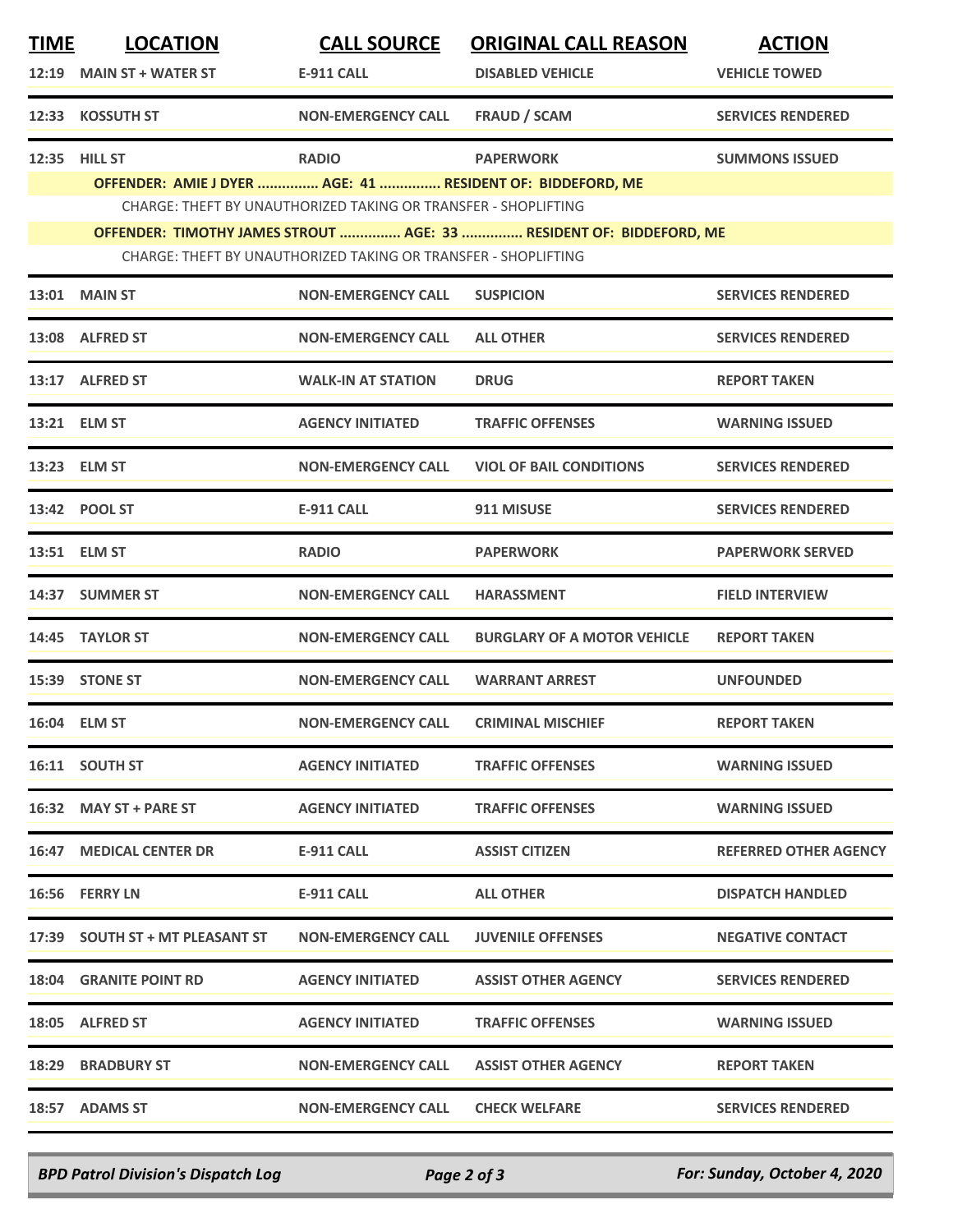| TIME | LOCATION | CALL SOURCE | ORIGINAL CALL REASON | ACTION |
|---|---|---|---|---|
| 12:19 | MAIN ST + WATER ST | E-911 CALL | DISABLED VEHICLE | VEHICLE TOWED |
| 12:33 | KOSSUTH ST | NON-EMERGENCY CALL | FRAUD / SCAM | SERVICES RENDERED |
| 12:35 | HILL ST | RADIO | PAPERWORK | SUMMONS ISSUED |
| | OFFENDER: AMIE J DYER ............... AGE: 41 ............... RESIDENT OF: BIDDEFORD, ME | | | |
| | CHARGE: THEFT BY UNAUTHORIZED TAKING OR TRANSFER - SHOPLIFTING | | | |
| | OFFENDER: TIMOTHY JAMES STROUT ............... AGE: 33 ............... RESIDENT OF: BIDDEFORD, ME | | | |
| | CHARGE: THEFT BY UNAUTHORIZED TAKING OR TRANSFER - SHOPLIFTING | | | |
| 13:01 | MAIN ST | NON-EMERGENCY CALL | SUSPICION | SERVICES RENDERED |
| 13:08 | ALFRED ST | NON-EMERGENCY CALL | ALL OTHER | SERVICES RENDERED |
| 13:17 | ALFRED ST | WALK-IN AT STATION | DRUG | REPORT TAKEN |
| 13:21 | ELM ST | AGENCY INITIATED | TRAFFIC OFFENSES | WARNING ISSUED |
| 13:23 | ELM ST | NON-EMERGENCY CALL | VIOL OF BAIL CONDITIONS | SERVICES RENDERED |
| 13:42 | POOL ST | E-911 CALL | 911 MISUSE | SERVICES RENDERED |
| 13:51 | ELM ST | RADIO | PAPERWORK | PAPERWORK SERVED |
| 14:37 | SUMMER ST | NON-EMERGENCY CALL | HARASSMENT | FIELD INTERVIEW |
| 14:45 | TAYLOR ST | NON-EMERGENCY CALL | BURGLARY OF A MOTOR VEHICLE | REPORT TAKEN |
| 15:39 | STONE ST | NON-EMERGENCY CALL | WARRANT ARREST | UNFOUNDED |
| 16:04 | ELM ST | NON-EMERGENCY CALL | CRIMINAL MISCHIEF | REPORT TAKEN |
| 16:11 | SOUTH ST | AGENCY INITIATED | TRAFFIC OFFENSES | WARNING ISSUED |
| 16:32 | MAY ST + PARE ST | AGENCY INITIATED | TRAFFIC OFFENSES | WARNING ISSUED |
| 16:47 | MEDICAL CENTER DR | E-911 CALL | ASSIST CITIZEN | REFERRED OTHER AGENCY |
| 16:56 | FERRY LN | E-911 CALL | ALL OTHER | DISPATCH HANDLED |
| 17:39 | SOUTH ST + MT PLEASANT ST | NON-EMERGENCY CALL | JUVENILE OFFENSES | NEGATIVE CONTACT |
| 18:04 | GRANITE POINT RD | AGENCY INITIATED | ASSIST OTHER AGENCY | SERVICES RENDERED |
| 18:05 | ALFRED ST | AGENCY INITIATED | TRAFFIC OFFENSES | WARNING ISSUED |
| 18:29 | BRADBURY ST | NON-EMERGENCY CALL | ASSIST OTHER AGENCY | REPORT TAKEN |
| 18:57 | ADAMS ST | NON-EMERGENCY CALL | CHECK WELFARE | SERVICES RENDERED |

*BPD Patrol Division's Dispatch Log* — *For: Sunday, October 4, 2020*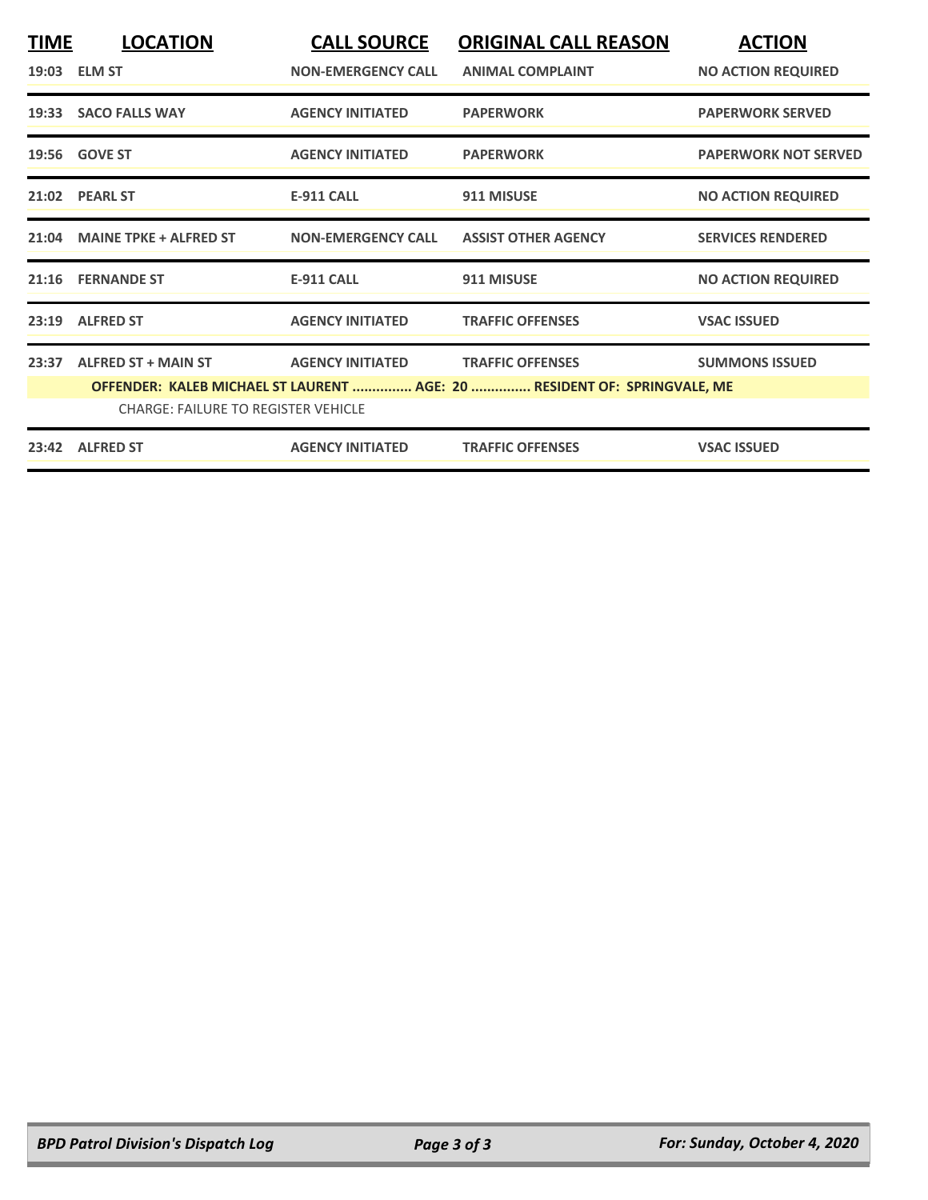| TIME | LOCATION | CALL SOURCE | ORIGINAL CALL REASON | ACTION |
| --- | --- | --- | --- | --- |
| 19:03 | ELM ST | NON-EMERGENCY CALL | ANIMAL COMPLAINT | NO ACTION REQUIRED |
| 19:33 | SACO FALLS WAY | AGENCY INITIATED | PAPERWORK | PAPERWORK SERVED |
| 19:56 | GOVE ST | AGENCY INITIATED | PAPERWORK | PAPERWORK NOT SERVED |
| 21:02 | PEARL ST | E-911 CALL | 911 MISUSE | NO ACTION REQUIRED |
| 21:04 | MAINE TPKE + ALFRED ST | NON-EMERGENCY CALL | ASSIST OTHER AGENCY | SERVICES RENDERED |
| 21:16 | FERNANDE ST | E-911 CALL | 911 MISUSE | NO ACTION REQUIRED |
| 23:19 | ALFRED ST | AGENCY INITIATED | TRAFFIC OFFENSES | VSAC ISSUED |
| 23:37 | ALFRED ST + MAIN ST | AGENCY INITIATED | TRAFFIC OFFENSES | SUMMONS ISSUED |
| | OFFENDER: KALEB MICHAEL ST LAURENT ............... AGE: 20 ............... RESIDENT OF: SPRINGVALE, ME | | | |
| | CHARGE: FAILURE TO REGISTER VEHICLE | | | |
| 23:42 | ALFRED ST | AGENCY INITIATED | TRAFFIC OFFENSES | VSAC ISSUED |